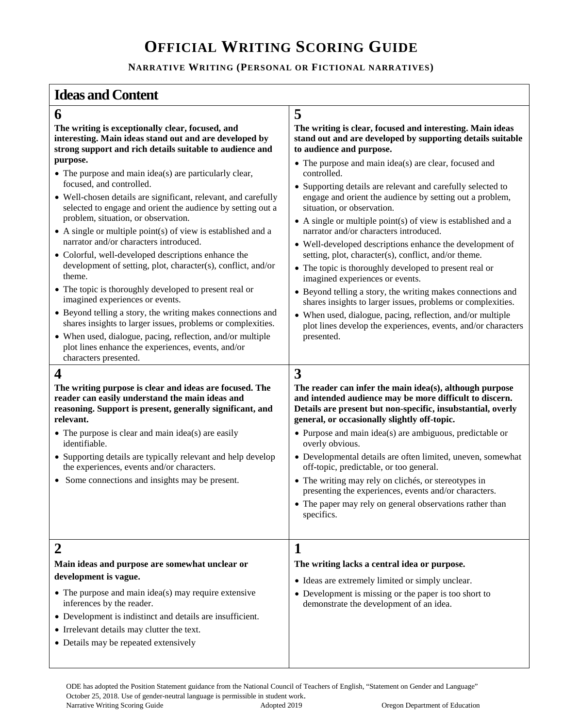# OFFICIAL WRITING SCORING GUIDE

**NARRATIVE WRITING (PERSONAL OR FICTIONAL NARRATIVES)**

## Ideas and Content

### 6

**The writing is exceptionally clear, focused, and interesting. Main ideas stand out and are developed by strong support and rich details suitable to audience and purpose.**

- The purpose and main idea(s) are particularly clear, focused, and controlled.
- Well-chosen details are significant, relevant, and carefully selected to engage and orient the audience by setting out a problem, situation, or observation.
- A single or multiple point(s) of view is established and a narrator and/or characters introduced.
- Colorful, well-developed descriptions enhance the development of setting, plot, character(s), conflict, and/or theme.
- The topic is thoroughly developed to present real or imagined experiences or events.
- Beyond telling a story, the writing makes connections and shares insights to larger issues, problems or complexities.
- When used, dialogue, pacing, reflection, and/or multiple plot lines enhance the experiences, events, and/or characters presented.

### 5

**The writing is clear, focused and interesting. Main ideas stand out and are developed by supporting details suitable to audience and purpose.**

- The purpose and main idea(s) are clear, focused and controlled.
- Supporting details are relevant and carefully selected to engage and orient the audience by setting out a problem, situation, or observation.
- A single or multiple point(s) of view is established and a narrator and/or characters introduced.
- Well-developed descriptions enhance the development of setting, plot, character(s), conflict, and/or theme.
- The topic is thoroughly developed to present real or imagined experiences or events.
- Beyond telling a story, the writing makes connections and shares insights to larger issues, problems or complexities.
- When used, dialogue, pacing, reflection, and/or multiple plot lines develop the experiences, events, and/or characters presented.

### 4

**The writing purpose is clear and ideas are focused. The reader can easily understand the main ideas and reasoning. Support is present, generally significant, and relevant.**

- The purpose is clear and main idea(s) are easily identifiable.
- Supporting details are typically relevant and help develop the experiences, events and/or characters.
- Some connections and insights may be present.

### 3

**The reader can infer the main idea(s), although purpose and intended audience may be more difficult to discern. Details are present but non-specific, insubstantial, overly general, or occasionally slightly off-topic.**

- Purpose and main idea(s) are ambiguous, predictable or overly obvious.
- Developmental details are often limited, uneven, somewhat off-topic, predictable, or too general.
- The writing may rely on clichés, or stereotypes in presenting the experiences, events and/or characters.
- The paper may rely on general observations rather than specifics.

### 2

**Main ideas and purpose are somewhat unclear or development is vague.**

- The purpose and main idea(s) may require extensive inferences by the reader.
- Development is indistinct and details are insufficient.
- Irrelevant details may clutter the text.
- Details may be repeated extensively

### 1

**The writing lacks a central idea or purpose.**

- Ideas are extremely limited or simply unclear.
- Development is missing or the paper is too short to demonstrate the development of an idea.

ODE has adopted the Position Statement guidance from the National Council of Teachers of English, "Statement on Gender and Language" October 25, 2018. Use of gender-neutral language is permissible in student work.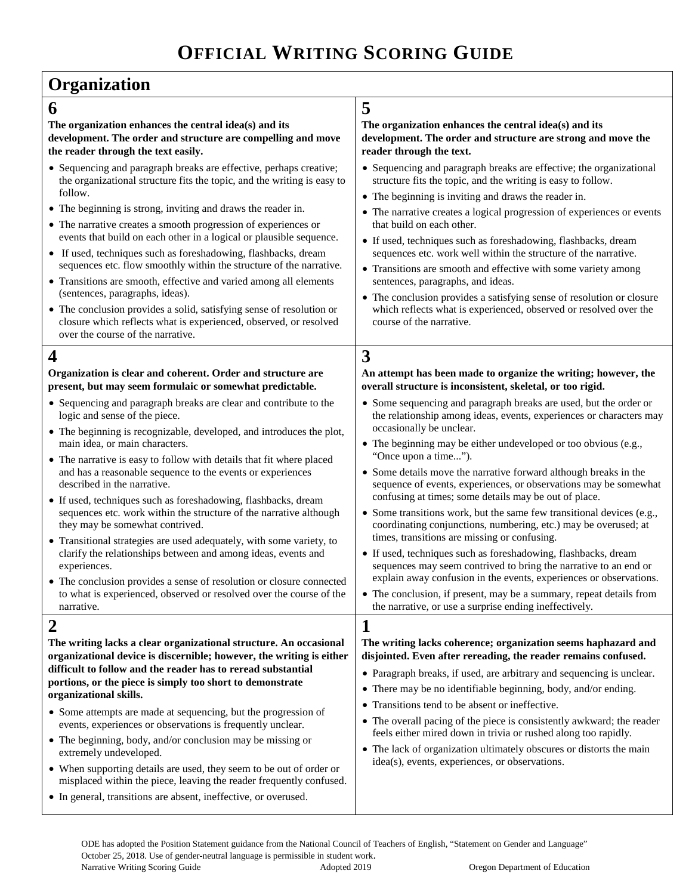# Official Writing Scoring Guide

## Organization

### 6

**The organization enhances the central idea(s) and its development. The order and structure are compelling and move the reader through the text easily.**

- Sequencing and paragraph breaks are effective, perhaps creative; the organizational structure fits the topic, and the writing is easy to follow.
- The beginning is strong, inviting and draws the reader in.
- The narrative creates a smooth progression of experiences or events that build on each other in a logical or plausible sequence.
- If used, techniques such as foreshadowing, flashbacks, dream sequences etc. flow smoothly within the structure of the narrative.
- Transitions are smooth, effective and varied among all elements (sentences, paragraphs, ideas).
- The conclusion provides a solid, satisfying sense of resolution or closure which reflects what is experienced, observed, or resolved over the course of the narrative.

### 5

**The organization enhances the central idea(s) and its development. The order and structure are strong and move the reader through the text.**

- Sequencing and paragraph breaks are effective; the organizational structure fits the topic, and the writing is easy to follow.
- The beginning is inviting and draws the reader in.
- The narrative creates a logical progression of experiences or events that build on each other.
- If used, techniques such as foreshadowing, flashbacks, dream sequences etc. work well within the structure of the narrative.
- Transitions are smooth and effective with some variety among sentences, paragraphs, and ideas.
- The conclusion provides a satisfying sense of resolution or closure which reflects what is experienced, observed or resolved over the course of the narrative.

### 4

**Organization is clear and coherent. Order and structure are present, but may seem formulaic or somewhat predictable.**

- Sequencing and paragraph breaks are clear and contribute to the logic and sense of the piece.
- The beginning is recognizable, developed, and introduces the plot, main idea, or main characters.
- The narrative is easy to follow with details that fit where placed and has a reasonable sequence to the events or experiences described in the narrative.
- If used, techniques such as foreshadowing, flashbacks, dream sequences etc. work within the structure of the narrative although they may be somewhat contrived.
- Transitional strategies are used adequately, with some variety, to clarify the relationships between and among ideas, events and experiences.
- The conclusion provides a sense of resolution or closure connected to what is experienced, observed or resolved over the course of the narrative.

### 3

**An attempt has been made to organize the writing; however, the overall structure is inconsistent, skeletal, or too rigid.**

- Some sequencing and paragraph breaks are used, but the order or the relationship among ideas, events, experiences or characters may occasionally be unclear.
- The beginning may be either undeveloped or too obvious (e.g., "Once upon a time...").
- Some details move the narrative forward although breaks in the sequence of events, experiences, or observations may be somewhat confusing at times; some details may be out of place.
- Some transitions work, but the same few transitional devices (e.g., coordinating conjunctions, numbering, etc.) may be overused; at times, transitions are missing or confusing.
- If used, techniques such as foreshadowing, flashbacks, dream sequences may seem contrived to bring the narrative to an end or explain away confusion in the events, experiences or observations.
- The conclusion, if present, may be a summary, repeat details from the narrative, or use a surprise ending ineffectively.

### 2

**The writing lacks a clear organizational structure. An occasional organizational device is discernible; however, the writing is either difficult to follow and the reader has to reread substantial portions, or the piece is simply too short to demonstrate organizational skills.**

- Some attempts are made at sequencing, but the progression of events, experiences or observations is frequently unclear.
- The beginning, body, and/or conclusion may be missing or extremely undeveloped.
- When supporting details are used, they seem to be out of order or misplaced within the piece, leaving the reader frequently confused.
- In general, transitions are absent, ineffective, or overused.

### 1

**The writing lacks coherence; organization seems haphazard and disjointed. Even after rereading, the reader remains confused.**

- Paragraph breaks, if used, are arbitrary and sequencing is unclear.
- There may be no identifiable beginning, body, and/or ending.
- Transitions tend to be absent or ineffective.
- The overall pacing of the piece is consistently awkward; the reader feels either mired down in trivia or rushed along too rapidly.
- The lack of organization ultimately obscures or distorts the main idea(s), events, experiences, or observations.

ODE has adopted the Position Statement guidance from the National Council of Teachers of English, "Statement on Gender and Language" October 25, 2018. Use of gender-neutral language is permissible in student work.

Narrative Writing Scoring Guide — Adopted 2019 — Oregon Department of Education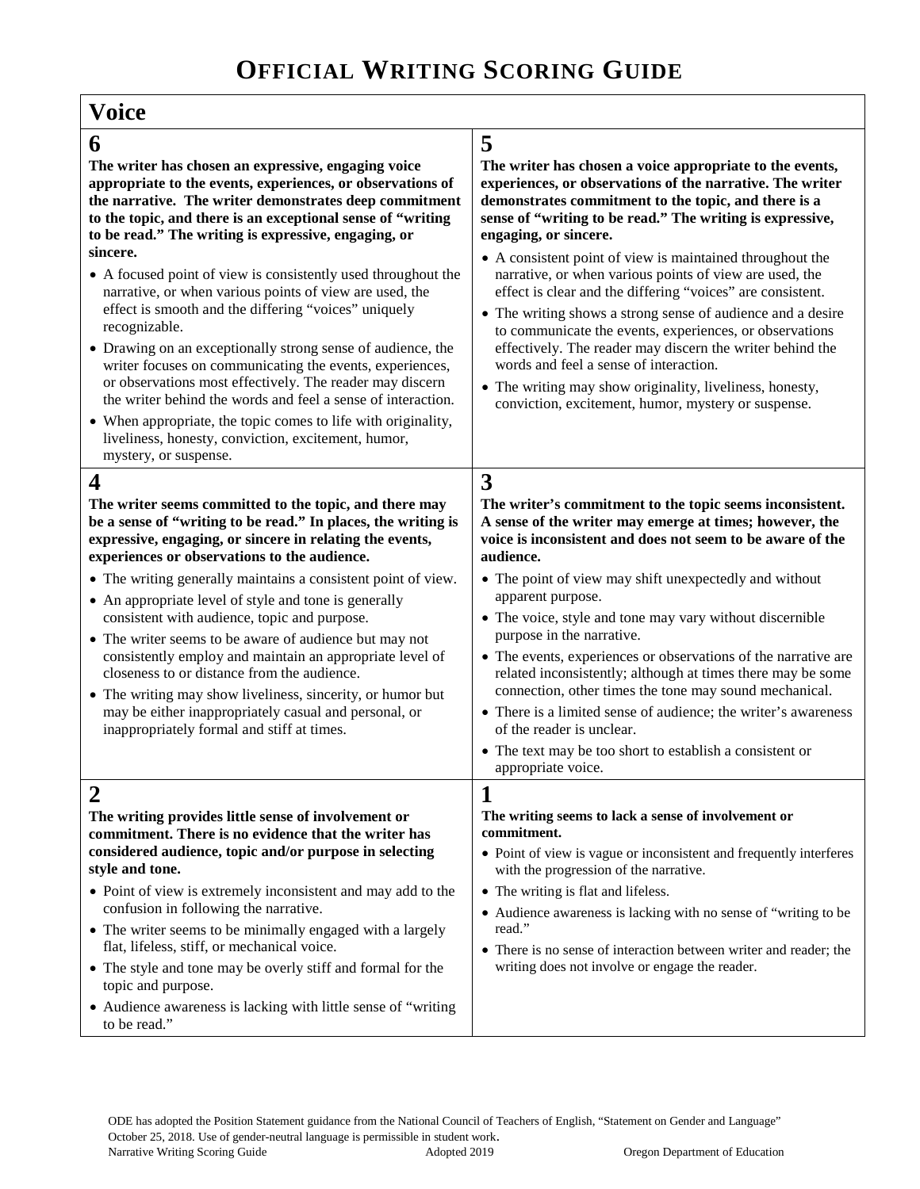# OFFICIAL WRITING SCORING GUIDE

## Voice

### 6

**The writer has chosen an expressive, engaging voice appropriate to the events, experiences, or observations of the narrative. The writer demonstrates deep commitment to the topic, and there is an exceptional sense of "writing to be read." The writing is expressive, engaging, or sincere.**

- A focused point of view is consistently used throughout the narrative, or when various points of view are used, the effect is smooth and the differing "voices" uniquely recognizable.
- Drawing on an exceptionally strong sense of audience, the writer focuses on communicating the events, experiences, or observations most effectively. The reader may discern the writer behind the words and feel a sense of interaction.
- When appropriate, the topic comes to life with originality, liveliness, honesty, conviction, excitement, humor, mystery, or suspense.

### 5

**The writer has chosen a voice appropriate to the events, experiences, or observations of the narrative. The writer demonstrates commitment to the topic, and there is a sense of "writing to be read." The writing is expressive, engaging, or sincere.**

- A consistent point of view is maintained throughout the narrative, or when various points of view are used, the effect is clear and the differing "voices" are consistent.
- The writing shows a strong sense of audience and a desire to communicate the events, experiences, or observations effectively. The reader may discern the writer behind the words and feel a sense of interaction.
- The writing may show originality, liveliness, honesty, conviction, excitement, humor, mystery or suspense.

### 4

**The writer seems committed to the topic, and there may be a sense of "writing to be read." In places, the writing is expressive, engaging, or sincere in relating the events, experiences or observations to the audience.**

- The writing generally maintains a consistent point of view.
- An appropriate level of style and tone is generally consistent with audience, topic and purpose.
- The writer seems to be aware of audience but may not consistently employ and maintain an appropriate level of closeness to or distance from the audience.
- The writing may show liveliness, sincerity, or humor but may be either inappropriately casual and personal, or inappropriately formal and stiff at times.

### 3

**The writer's commitment to the topic seems inconsistent. A sense of the writer may emerge at times; however, the voice is inconsistent and does not seem to be aware of the audience.**

- The point of view may shift unexpectedly and without apparent purpose.
- The voice, style and tone may vary without discernible purpose in the narrative.
- The events, experiences or observations of the narrative are related inconsistently; although at times there may be some connection, other times the tone may sound mechanical.
- There is a limited sense of audience; the writer's awareness of the reader is unclear.
- The text may be too short to establish a consistent or appropriate voice.

### 2

**The writing provides little sense of involvement or commitment. There is no evidence that the writer has considered audience, topic and/or purpose in selecting style and tone.**

- Point of view is extremely inconsistent and may add to the confusion in following the narrative.
- The writer seems to be minimally engaged with a largely flat, lifeless, stiff, or mechanical voice.
- The style and tone may be overly stiff and formal for the topic and purpose.
- Audience awareness is lacking with little sense of "writing to be read."

### 1

**The writing seems to lack a sense of involvement or commitment.**

- Point of view is vague or inconsistent and frequently interferes with the progression of the narrative.
- The writing is flat and lifeless.
- Audience awareness is lacking with no sense of "writing to be read."
- There is no sense of interaction between writer and reader; the writing does not involve or engage the reader.

ODE has adopted the Position Statement guidance from the National Council of Teachers of English, "Statement on Gender and Language" October 25, 2018. Use of gender-neutral language is permissible in student work.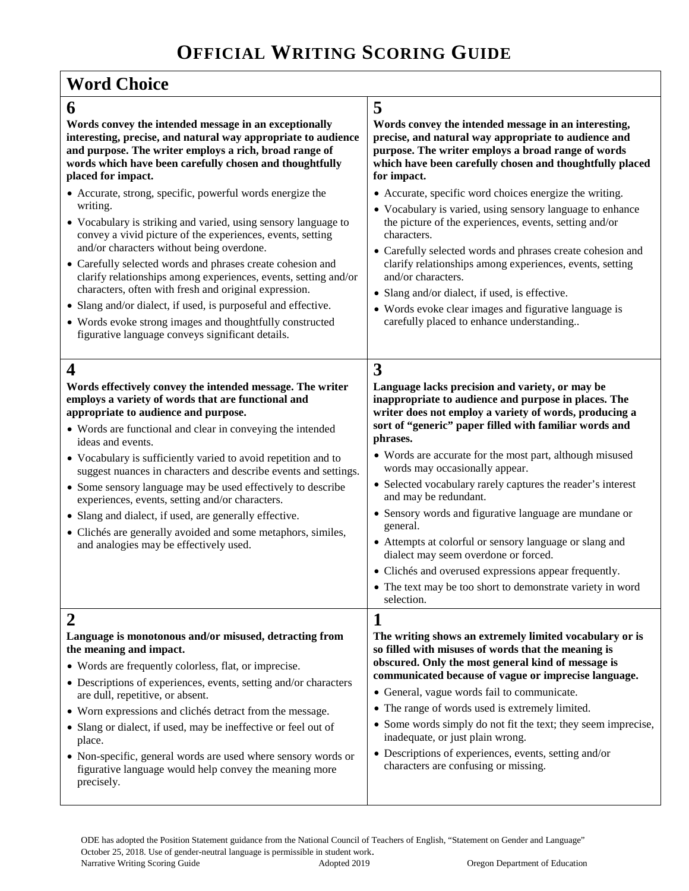# OFFICIAL WRITING SCORING GUIDE

## Word Choice

### 6

**Words convey the intended message in an exceptionally interesting, precise, and natural way appropriate to audience and purpose. The writer employs a rich, broad range of words which have been carefully chosen and thoughtfully placed for impact.**

- Accurate, strong, specific, powerful words energize the writing.
- Vocabulary is striking and varied, using sensory language to convey a vivid picture of the experiences, events, setting and/or characters without being overdone.
- Carefully selected words and phrases create cohesion and clarify relationships among experiences, events, setting and/or characters, often with fresh and original expression.
- Slang and/or dialect, if used, is purposeful and effective.
- Words evoke strong images and thoughtfully constructed figurative language conveys significant details.

### 5

**Words convey the intended message in an interesting, precise, and natural way appropriate to audience and purpose. The writer employs a broad range of words which have been carefully chosen and thoughtfully placed for impact.**

- Accurate, specific word choices energize the writing.
- Vocabulary is varied, using sensory language to enhance the picture of the experiences, events, setting and/or characters.
- Carefully selected words and phrases create cohesion and clarify relationships among experiences, events, setting and/or characters.
- Slang and/or dialect, if used, is effective.
- Words evoke clear images and figurative language is carefully placed to enhance understanding..

### 4

**Words effectively convey the intended message. The writer employs a variety of words that are functional and appropriate to audience and purpose.**

- Words are functional and clear in conveying the intended ideas and events.
- Vocabulary is sufficiently varied to avoid repetition and to suggest nuances in characters and describe events and settings.
- Some sensory language may be used effectively to describe experiences, events, setting and/or characters.
- Slang and dialect, if used, are generally effective.
- Clichés are generally avoided and some metaphors, similes, and analogies may be effectively used.

### 3

**Language lacks precision and variety, or may be inappropriate to audience and purpose in places. The writer does not employ a variety of words, producing a sort of "generic" paper filled with familiar words and phrases.**

- Words are accurate for the most part, although misused words may occasionally appear.
- Selected vocabulary rarely captures the reader's interest and may be redundant.
- Sensory words and figurative language are mundane or general.
- Attempts at colorful or sensory language or slang and dialect may seem overdone or forced.
- Clichés and overused expressions appear frequently.
- The text may be too short to demonstrate variety in word selection.

### 2

**Language is monotonous and/or misused, detracting from the meaning and impact.**

- Words are frequently colorless, flat, or imprecise.
- Descriptions of experiences, events, setting and/or characters are dull, repetitive, or absent.
- Worn expressions and clichés detract from the message.
- Slang or dialect, if used, may be ineffective or feel out of place.
- Non-specific, general words are used where sensory words or figurative language would help convey the meaning more precisely.

### 1

**The writing shows an extremely limited vocabulary or is so filled with misuses of words that the meaning is obscured. Only the most general kind of message is communicated because of vague or imprecise language.**

- General, vague words fail to communicate.
- The range of words used is extremely limited.
- Some words simply do not fit the text; they seem imprecise, inadequate, or just plain wrong.
- Descriptions of experiences, events, setting and/or characters are confusing or missing.

ODE has adopted the Position Statement guidance from the National Council of Teachers of English, "Statement on Gender and Language" October 25, 2018. Use of gender-neutral language is permissible in student work.

Narrative Writing Scoring Guide — Adopted 2019 — Oregon Department of Education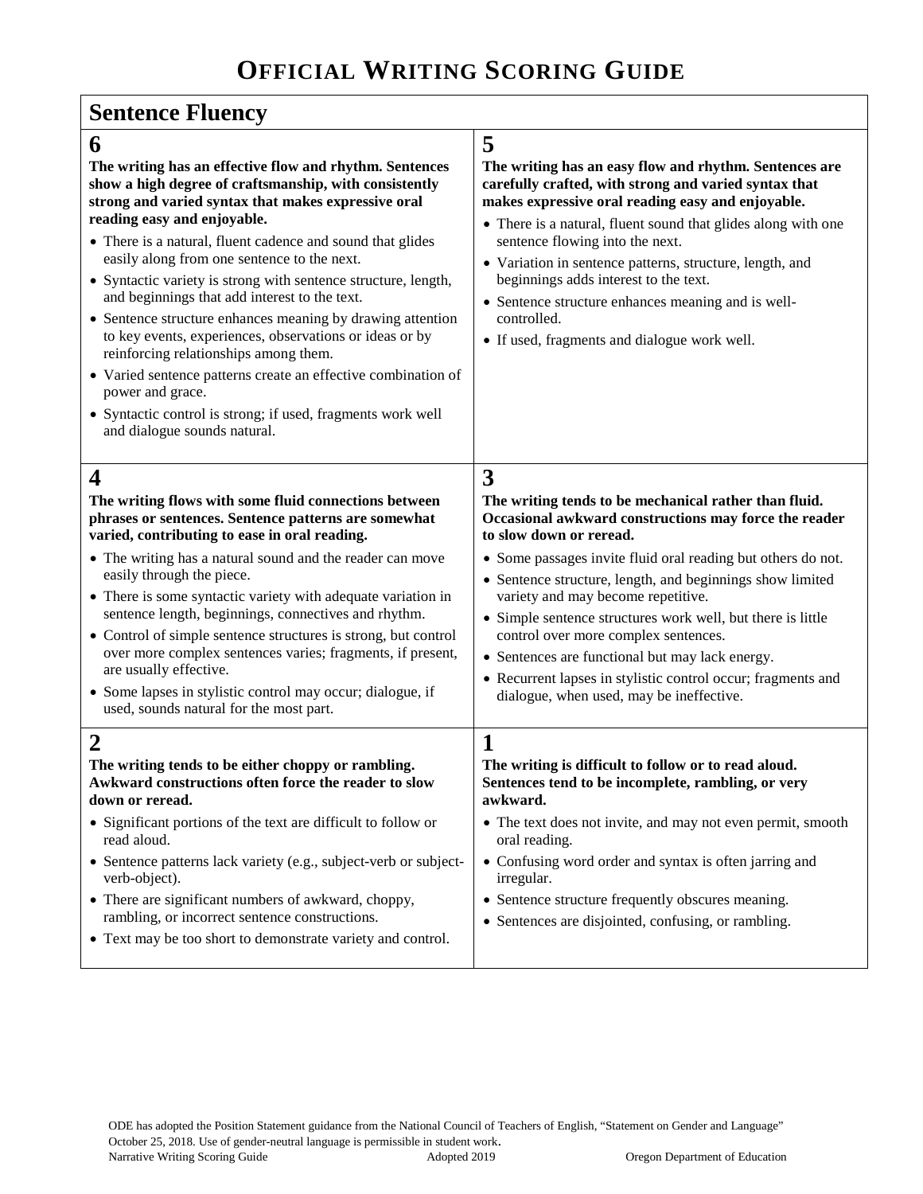# OFFICIAL WRITING SCORING GUIDE

## Sentence Fluency

### 6

**The writing has an effective flow and rhythm. Sentences show a high degree of craftsmanship, with consistently strong and varied syntax that makes expressive oral reading easy and enjoyable.**

- There is a natural, fluent cadence and sound that glides easily along from one sentence to the next.
- Syntactic variety is strong with sentence structure, length, and beginnings that add interest to the text.
- Sentence structure enhances meaning by drawing attention to key events, experiences, observations or ideas or by reinforcing relationships among them.
- Varied sentence patterns create an effective combination of power and grace.
- Syntactic control is strong; if used, fragments work well and dialogue sounds natural.

### 5

**The writing has an easy flow and rhythm. Sentences are carefully crafted, with strong and varied syntax that makes expressive oral reading easy and enjoyable.**

- There is a natural, fluent sound that glides along with one sentence flowing into the next.
- Variation in sentence patterns, structure, length, and beginnings adds interest to the text.
- Sentence structure enhances meaning and is well-controlled.
- If used, fragments and dialogue work well.

### 4

**The writing flows with some fluid connections between phrases or sentences. Sentence patterns are somewhat varied, contributing to ease in oral reading.**

- The writing has a natural sound and the reader can move easily through the piece.
- There is some syntactic variety with adequate variation in sentence length, beginnings, connectives and rhythm.
- Control of simple sentence structures is strong, but control over more complex sentences varies; fragments, if present, are usually effective.
- Some lapses in stylistic control may occur; dialogue, if used, sounds natural for the most part.

### 3

**The writing tends to be mechanical rather than fluid. Occasional awkward constructions may force the reader to slow down or reread.**

- Some passages invite fluid oral reading but others do not.
- Sentence structure, length, and beginnings show limited variety and may become repetitive.
- Simple sentence structures work well, but there is little control over more complex sentences.
- Sentences are functional but may lack energy.
- Recurrent lapses in stylistic control occur; fragments and dialogue, when used, may be ineffective.

### 2

**The writing tends to be either choppy or rambling. Awkward constructions often force the reader to slow down or reread.**

- Significant portions of the text are difficult to follow or read aloud.
- Sentence patterns lack variety (e.g., subject-verb or subject-verb-object).
- There are significant numbers of awkward, choppy, rambling, or incorrect sentence constructions.
- Text may be too short to demonstrate variety and control.

### 1

**The writing is difficult to follow or to read aloud. Sentences tend to be incomplete, rambling, or very awkward.**

- The text does not invite, and may not even permit, smooth oral reading.
- Confusing word order and syntax is often jarring and irregular.
- Sentence structure frequently obscures meaning.
- Sentences are disjointed, confusing, or rambling.

ODE has adopted the Position Statement guidance from the National Council of Teachers of English, "Statement on Gender and Language" October 25, 2018. Use of gender-neutral language is permissible in student work.

Narrative Writing Scoring Guide — Adopted 2019 — Oregon Department of Education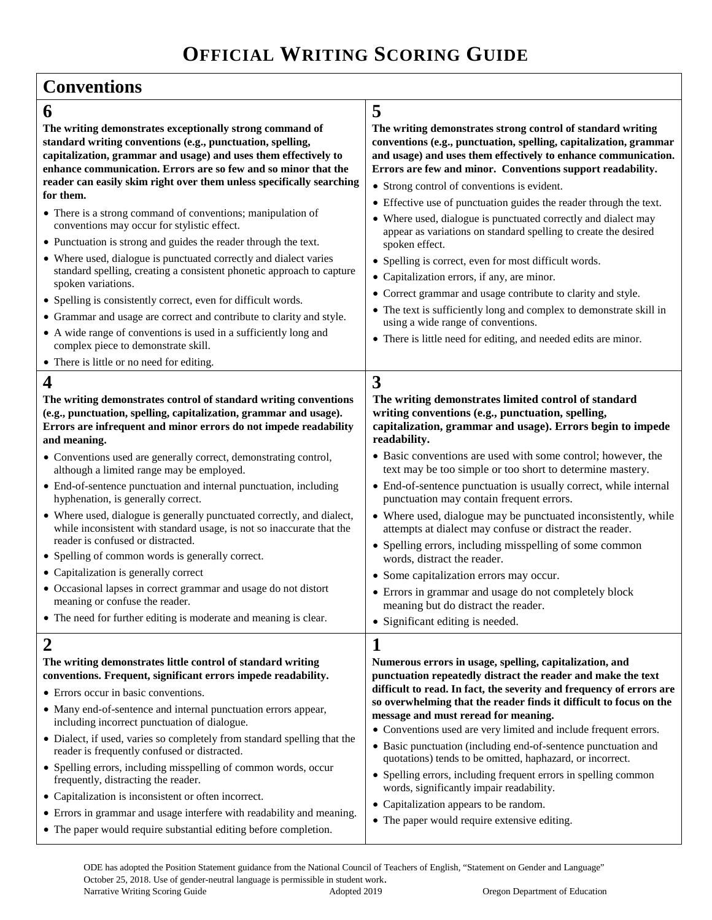# Official Writing Scoring Guide

## Conventions

### 6

**The writing demonstrates exceptionally strong command of standard writing conventions (e.g., punctuation, spelling, capitalization, grammar and usage) and uses them effectively to enhance communication. Errors are so few and so minor that the reader can easily skim right over them unless specifically searching for them.**

- There is a strong command of conventions; manipulation of conventions may occur for stylistic effect.
- Punctuation is strong and guides the reader through the text.
- Where used, dialogue is punctuated correctly and dialect varies standard spelling, creating a consistent phonetic approach to capture spoken variations.
- Spelling is consistently correct, even for difficult words.
- Grammar and usage are correct and contribute to clarity and style.
- A wide range of conventions is used in a sufficiently long and complex piece to demonstrate skill.
- There is little or no need for editing.

### 5

**The writing demonstrates strong control of standard writing conventions (e.g., punctuation, spelling, capitalization, grammar and usage) and uses them effectively to enhance communication. Errors are few and minor. Conventions support readability.**

- Strong control of conventions is evident.
- Effective use of punctuation guides the reader through the text.
- Where used, dialogue is punctuated correctly and dialect may appear as variations on standard spelling to create the desired spoken effect.
- Spelling is correct, even for most difficult words.
- Capitalization errors, if any, are minor.
- Correct grammar and usage contribute to clarity and style.
- The text is sufficiently long and complex to demonstrate skill in using a wide range of conventions.
- There is little need for editing, and needed edits are minor.

### 4

**The writing demonstrates control of standard writing conventions (e.g., punctuation, spelling, capitalization, grammar and usage). Errors are infrequent and minor errors do not impede readability and meaning.**

- Conventions used are generally correct, demonstrating control, although a limited range may be employed.
- End-of-sentence punctuation and internal punctuation, including hyphenation, is generally correct.
- Where used, dialogue is generally punctuated correctly, and dialect, while inconsistent with standard usage, is not so inaccurate that the reader is confused or distracted.
- Spelling of common words is generally correct.
- Capitalization is generally correct
- Occasional lapses in correct grammar and usage do not distort meaning or confuse the reader.
- The need for further editing is moderate and meaning is clear.

### 3

**The writing demonstrates limited control of standard writing conventions (e.g., punctuation, spelling, capitalization, grammar and usage). Errors begin to impede readability.**

- Basic conventions are used with some control; however, the text may be too simple or too short to determine mastery.
- End-of-sentence punctuation is usually correct, while internal punctuation may contain frequent errors.
- Where used, dialogue may be punctuated inconsistently, while attempts at dialect may confuse or distract the reader.
- Spelling errors, including misspelling of some common words, distract the reader.
- Some capitalization errors may occur.
- Errors in grammar and usage do not completely block meaning but do distract the reader.
- Significant editing is needed.

### 2

**The writing demonstrates little control of standard writing conventions. Frequent, significant errors impede readability.**

- Errors occur in basic conventions.
- Many end-of-sentence and internal punctuation errors appear, including incorrect punctuation of dialogue.
- Dialect, if used, varies so completely from standard spelling that the reader is frequently confused or distracted.
- Spelling errors, including misspelling of common words, occur frequently, distracting the reader.
- Capitalization is inconsistent or often incorrect.
- Errors in grammar and usage interfere with readability and meaning.
- The paper would require substantial editing before completion.

### 1

**Numerous errors in usage, spelling, capitalization, and punctuation repeatedly distract the reader and make the text difficult to read. In fact, the severity and frequency of errors are so overwhelming that the reader finds it difficult to focus on the message and must reread for meaning.**

- Conventions used are very limited and include frequent errors.
- Basic punctuation (including end-of-sentence punctuation and quotations) tends to be omitted, haphazard, or incorrect.
- Spelling errors, including frequent errors in spelling common words, significantly impair readability.
- Capitalization appears to be random.
- The paper would require extensive editing.

ODE has adopted the Position Statement guidance from the National Council of Teachers of English, "Statement on Gender and Language" October 25, 2018. Use of gender-neutral language is permissible in student work.

Narrative Writing Scoring Guide — Adopted 2019 — Oregon Department of Education